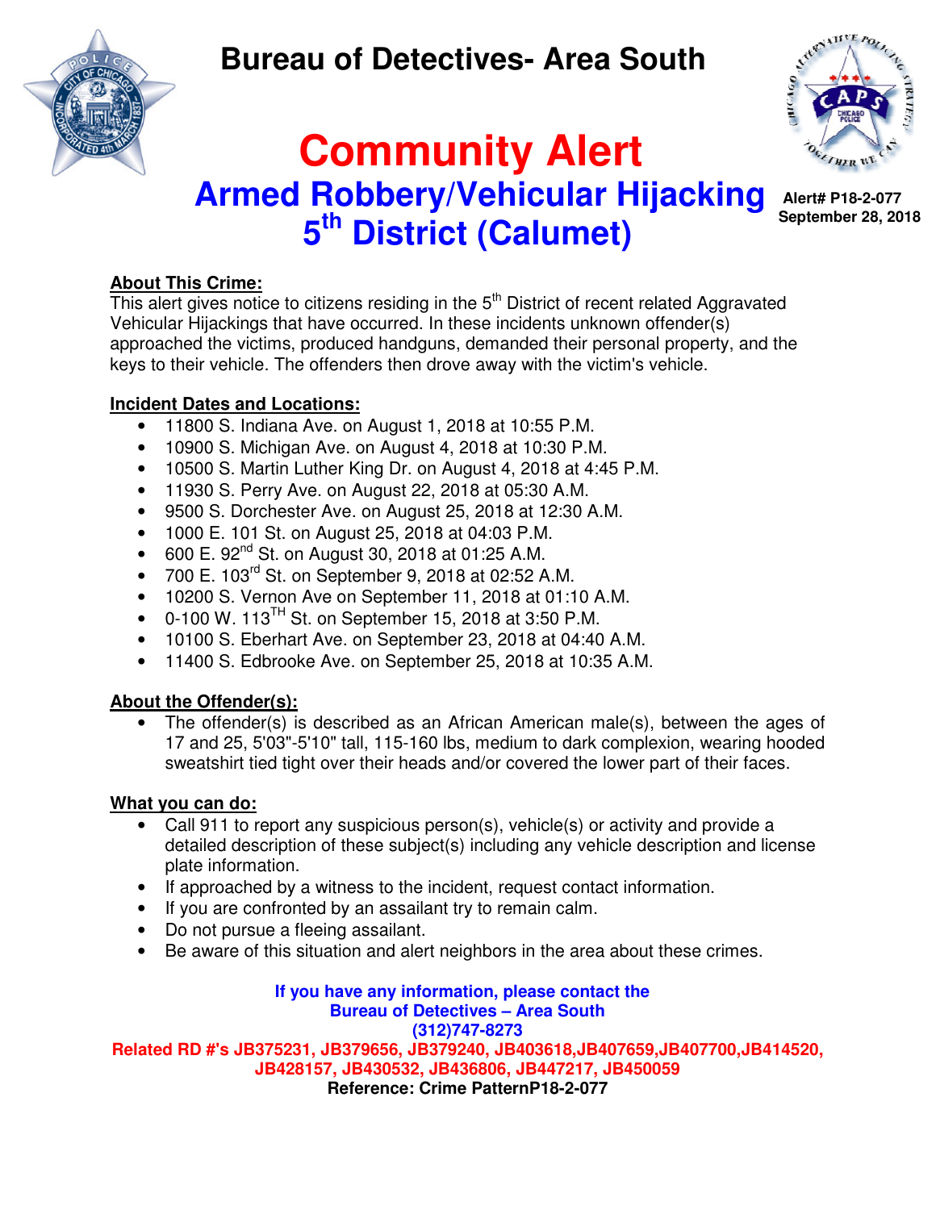# Bureau of Detectives- Area South

# Community Alert

## Armed Robbery/Vehicular Hijacking 5th District (Calumet)

**Alert# P18-2-077**
**September 28, 2018**

**About This Crime:**

This alert gives notice to citizens residing in the 5th District of recent related Aggravated Vehicular Hijackings that have occurred. In these incidents unknown offender(s) approached the victims, produced handguns, demanded their personal property, and the keys to their vehicle. The offenders then drove away with the victim's vehicle.

**Incident Dates and Locations:**

- 11800 S. Indiana Ave. on August 1, 2018 at 10:55 P.M.
- 10900 S. Michigan Ave. on August 4, 2018 at 10:30 P.M.
- 10500 S. Martin Luther King Dr. on August 4, 2018 at 4:45 P.M.
- 11930 S. Perry Ave. on August 22, 2018 at 05:30 A.M.
- 9500 S. Dorchester Ave. on August 25, 2018 at 12:30 A.M.
- 1000 E. 101 St. on August 25, 2018 at 04:03 P.M.
- 600 E. 92nd St. on August 30, 2018 at 01:25 A.M.
- 700 E. 103rd St. on September 9, 2018 at 02:52 A.M.
- 10200 S. Vernon Ave on September 11, 2018 at 01:10 A.M.
- 0-100 W. 113TH St. on September 15, 2018 at 3:50 P.M.
- 10100 S. Eberhart Ave. on September 23, 2018 at 04:40 A.M.
- 11400 S. Edbrooke Ave. on September 25, 2018 at 10:35 A.M.

**About the Offender(s):**

- The offender(s) is described as an African American male(s), between the ages of 17 and 25, 5'03"-5'10" tall, 115-160 lbs, medium to dark complexion, wearing hooded sweatshirt tied tight over their heads and/or covered the lower part of their faces.

**What you can do:**

- Call 911 to report any suspicious person(s), vehicle(s) or activity and provide a detailed description of these subject(s) including any vehicle description and license plate information.
- If approached by a witness to the incident, request contact information.
- If you are confronted by an assailant try to remain calm.
- Do not pursue a fleeing assailant.
- Be aware of this situation and alert neighbors in the area about these crimes.

**If you have any information, please contact the**
**Bureau of Detectives – Area South**
**(312)747-8273**
**Related RD #'s JB375231, JB379656, JB379240, JB403618,JB407659,JB407700,JB414520, JB428157, JB430532, JB436806, JB447217, JB450059**
**Reference: Crime PatternP18-2-077**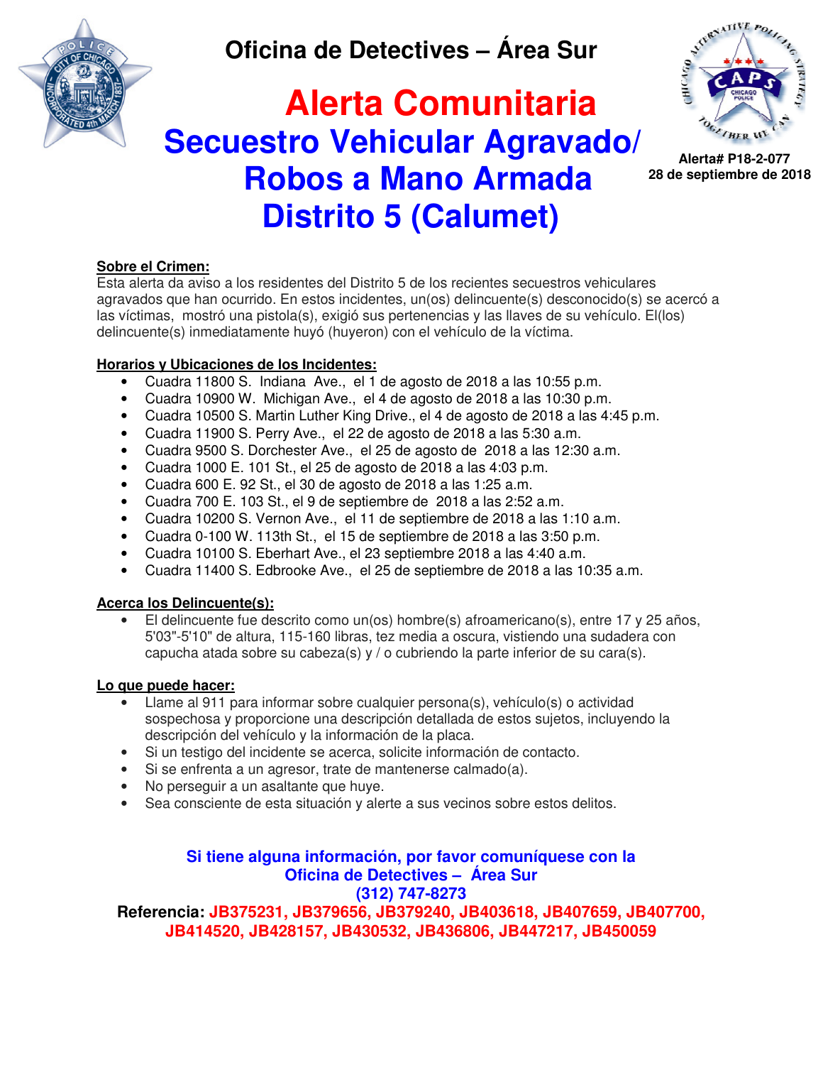# Oficina de Detectives – Área Sur

# Alerta Comunitaria

## Secuestro Vehicular Agravado/ Robos a Mano Armada Distrito 5 (Calumet)

**Alerta# P18-2-077**
**28 de septiembre de 2018**

**Sobre el Crimen:**
Esta alerta da aviso a los residentes del Distrito 5 de los recientes secuestros vehiculares agravados que han ocurrido. En estos incidentes, un(os) delincuente(s) desconocido(s) se acercó a las víctimas, mostró una pistola(s), exigió sus pertenencias y las llaves de su vehículo. El(los) delincuente(s) inmediatamente huyó (huyeron) con el vehículo de la víctima.

**Horarios y Ubicaciones de los Incidentes:**

- Cuadra 11800 S. Indiana Ave., el 1 de agosto de 2018 a las 10:55 p.m.
- Cuadra 10900 W. Michigan Ave., el 4 de agosto de 2018 a las 10:30 p.m.
- Cuadra 10500 S. Martin Luther King Drive., el 4 de agosto de 2018 a las 4:45 p.m.
- Cuadra 11900 S. Perry Ave., el 22 de agosto de 2018 a las 5:30 a.m.
- Cuadra 9500 S. Dorchester Ave., el 25 de agosto de 2018 a las 12:30 a.m.
- Cuadra 1000 E. 101 St., el 25 de agosto de 2018 a las 4:03 p.m.
- Cuadra 600 E. 92 St., el 30 de agosto de 2018 a las 1:25 a.m.
- Cuadra 700 E. 103 St., el 9 de septiembre de 2018 a las 2:52 a.m.
- Cuadra 10200 S. Vernon Ave., el 11 de septiembre de 2018 a las 1:10 a.m.
- Cuadra 0-100 W. 113th St., el 15 de septiembre de 2018 a las 3:50 p.m.
- Cuadra 10100 S. Eberhart Ave., el 23 septiembre 2018 a las 4:40 a.m.
- Cuadra 11400 S. Edbrooke Ave., el 25 de septiembre de 2018 a las 10:35 a.m.

**Acerca los Delincuente(s):**

- El delincuente fue descrito como un(os) hombre(s) afroamericano(s), entre 17 y 25 años, 5'03"-5'10" de altura, 115-160 libras, tez media a oscura, vistiendo una sudadera con capucha atada sobre su cabeza(s) y / o cubriendo la parte inferior de su cara(s).

**Lo que puede hacer:**

- Llame al 911 para informar sobre cualquier persona(s), vehículo(s) o actividad sospechosa y proporcione una descripción detallada de estos sujetos, incluyendo la descripción del vehículo y la información de la placa.
- Si un testigo del incidente se acerca, solicite información de contacto.
- Si se enfrenta a un agresor, trate de mantenerse calmado(a).
- No perseguir a un asaltante que huye.
- Sea consciente de esta situación y alerte a sus vecinos sobre estos delitos.

**Si tiene alguna información, por favor comuníquese con la Oficina de Detectives – Área Sur**
**(312) 747-8273**

**Referencia: JB375231, JB379656, JB379240, JB403618, JB407659, JB407700, JB414520, JB428157, JB430532, JB436806, JB447217, JB450059**